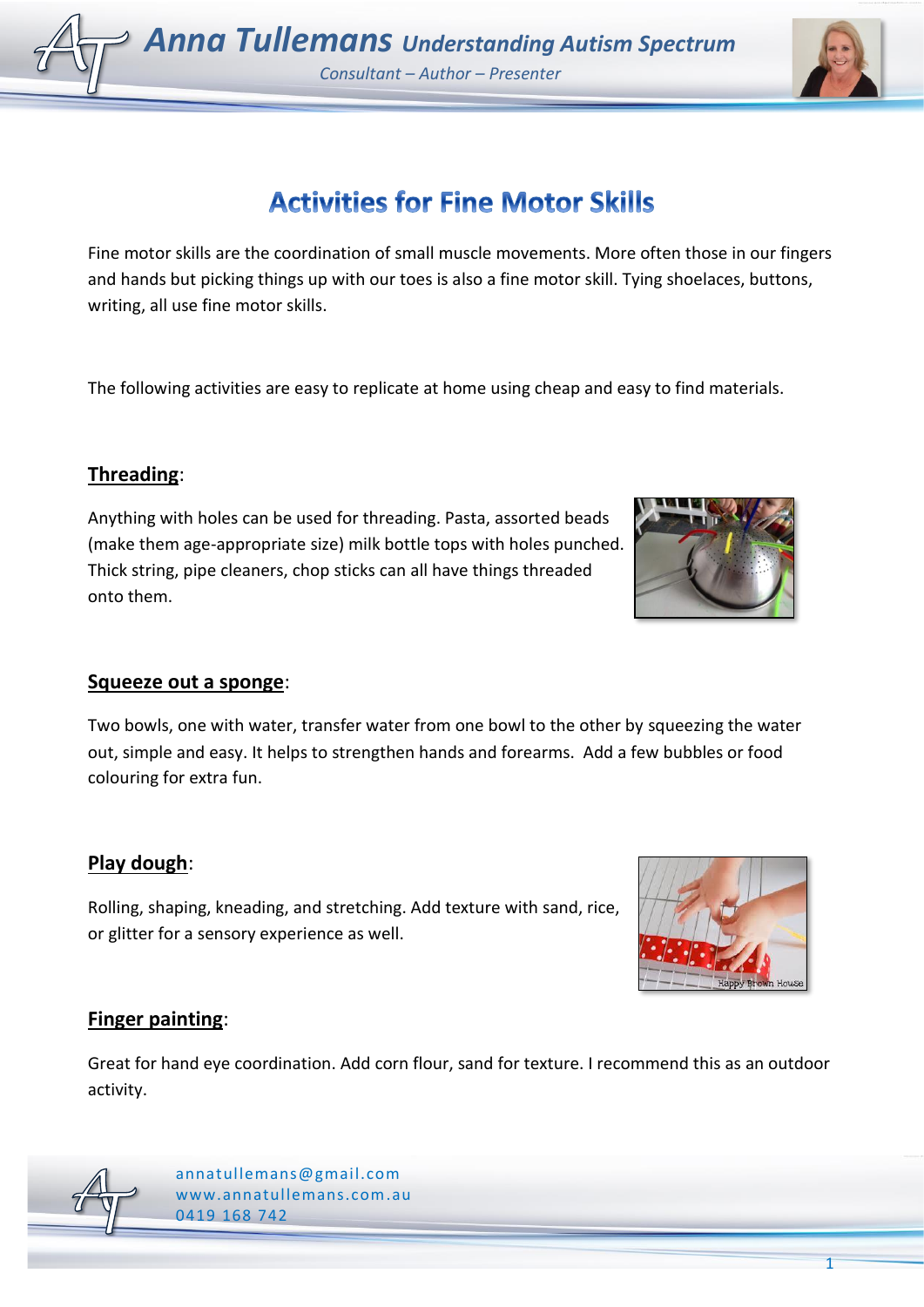# Activities for Fine Motor Skills

Fine motor skills are the coordination of small muscle movements. More often those in our fingers and hands but picking things up with our toes is also a fine motor skill. Tying shoelaces, buttons, writing, all use fine motor skills.

The following activities are easy to replicate at home using cheap and easy to find materials.

## Threading:

Anything with holes can be used for threading. Pasta, assorted beads (make them age-appropriate size) milk bottle tops with holes punched. Thick string, pipe cleaners, chop sticks can all have things threaded onto them.

## Squeeze out a sponge:

Two bowls, one with water, transfer water from one bowl to the other by squeezing the water out, simple and easy. It helps to strengthen hands and forearms. Add a few bubbles or food colouring for extra fun.

## Play dough:

Rolling, shaping, kneading, and stretching. Add texture with sand, rice, or glitter for a sensory experience as well.

## Finger painting:

Great for hand eye coordination. Add corn flour, sand for texture. I recommend this as an outdoor activity.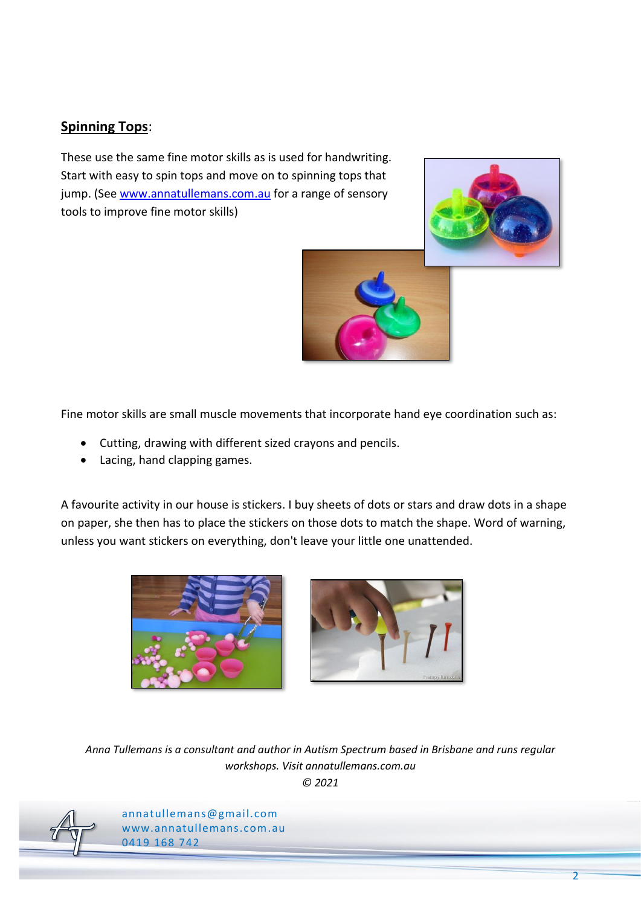**Spinning Tops**:

These use the same fine motor skills as is used for handwriting. Start with easy to spin tops and move on to spinning tops that jump. (See www.annatullemans.com.au for a range of sensory tools to improve fine motor skills)

Fine motor skills are small muscle movements that incorporate hand eye coordination such as:

- Cutting, drawing with different sized crayons and pencils.
- Lacing, hand clapping games.

A favourite activity in our house is stickers. I buy sheets of dots or stars and draw dots in a shape on paper, she then has to place the stickers on those dots to match the shape. Word of warning, unless you want stickers on everything, don't leave your little one unattended.

*Anna Tullemans is a consultant and author in Autism Spectrum based in Brisbane and runs regular workshops. Visit annatullemans.com.au*

*© 2021*

annatullemans@gmail.com
www.annatullemans.com.au
0419 168 742